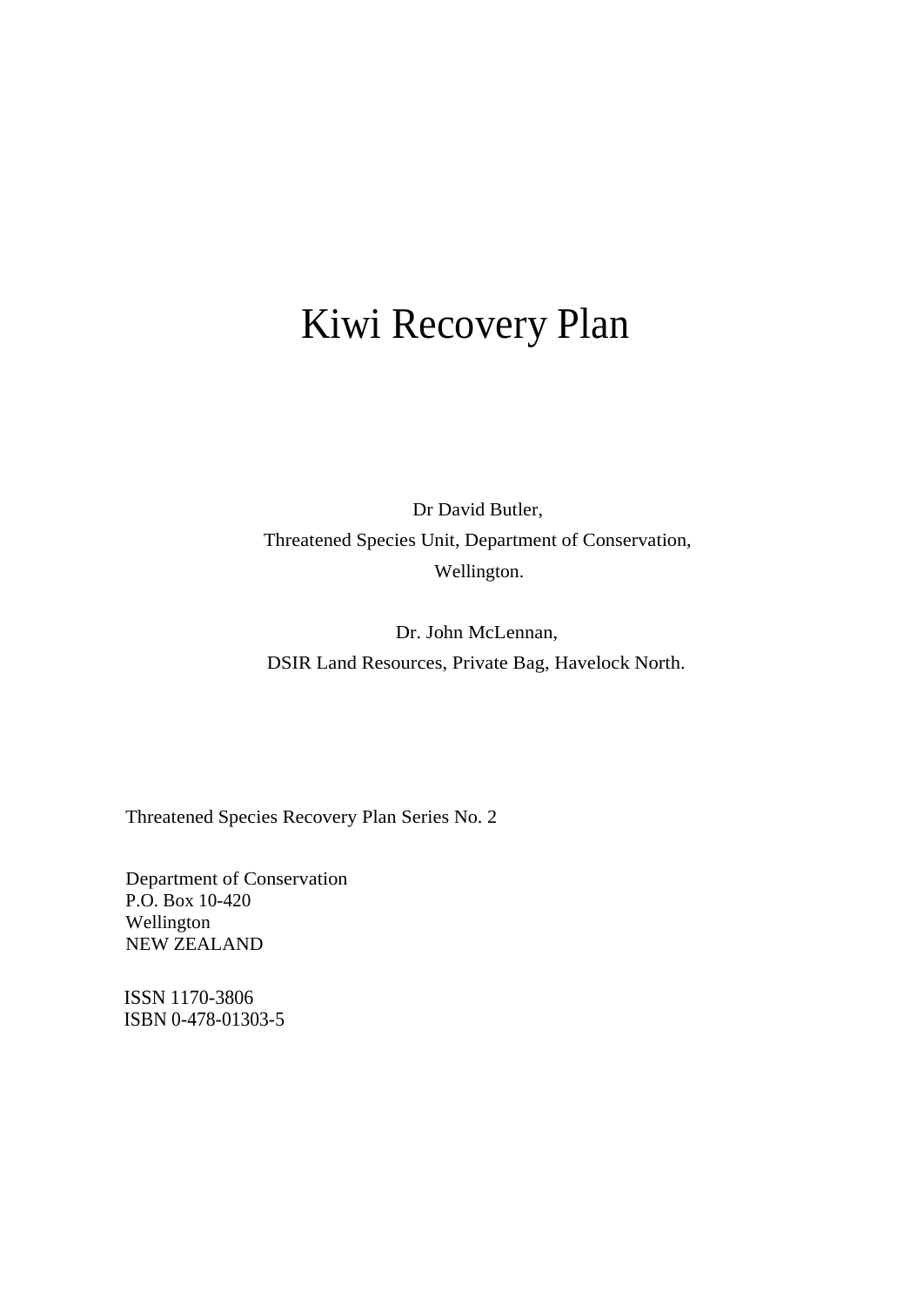# Kiwi Recovery Plan

Dr David Butler,
Threatened Species Unit, Department of Conservation,
Wellington.

Dr. John McLennan,
DSIR Land Resources, Private Bag, Havelock North.

Threatened Species Recovery Plan Series No. 2

Department of Conservation
P.O. Box 10-420
Wellington
NEW ZEALAND

ISSN 1170-3806
ISBN 0-478-01303-5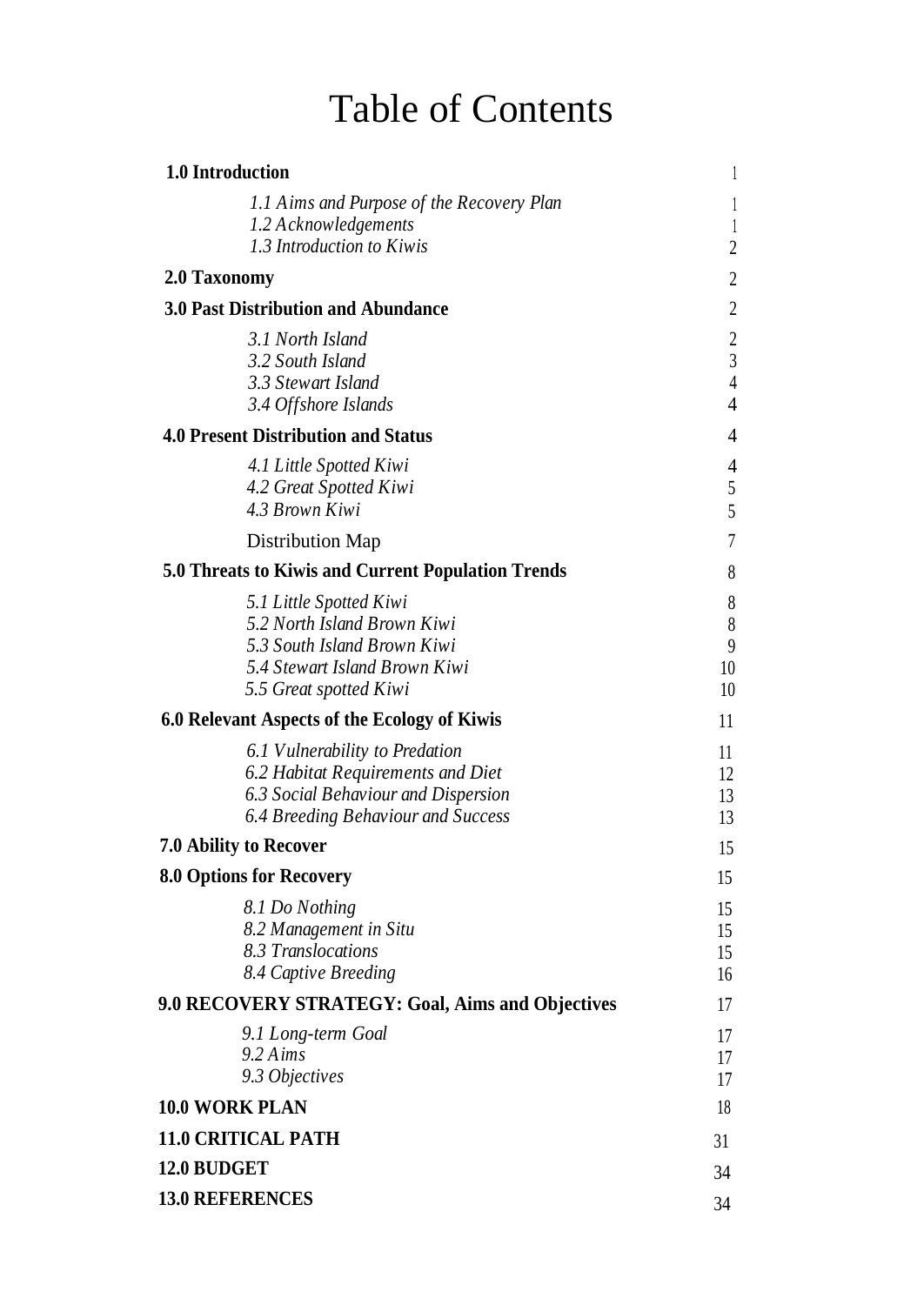# Table of Contents

| | |
|---|---|
| **1.0 Introduction** | 1 |
| *1.1 Aims and Purpose of the Recovery Plan* | 1 |
| *1.2 Acknowledgements* | 1 |
| *1.3 Introduction to Kiwis* | 2 |
| **2.0 Taxonomy** | 2 |
| **3.0 Past Distribution and Abundance** | 2 |
| *3.1 North Island* | 2 |
| *3.2 South Island* | 3 |
| *3.3 Stewart Island* | 4 |
| *3.4 Offshore Islands* | 4 |
| **4.0 Present Distribution and Status** | 4 |
| *4.1 Little Spotted Kiwi* | 4 |
| *4.2 Great Spotted Kiwi* | 5 |
| *4.3 Brown Kiwi* | 5 |
| Distribution Map | 7 |
| **5.0 Threats to Kiwis and Current Population Trends** | 8 |
| *5.1 Little Spotted Kiwi* | 8 |
| *5.2 North Island Brown Kiwi* | 8 |
| *5.3 South Island Brown Kiwi* | 9 |
| *5.4 Stewart Island Brown Kiwi* | 10 |
| *5.5 Great spotted Kiwi* | 10 |
| **6.0 Relevant Aspects of the Ecology of Kiwis** | 11 |
| *6.1 Vulnerability to Predation* | 11 |
| *6.2 Habitat Requirements and Diet* | 12 |
| *6.3 Social Behaviour and Dispersion* | 13 |
| *6.4 Breeding Behaviour and Success* | 13 |
| **7.0 Ability to Recover** | 15 |
| **8.0 Options for Recovery** | 15 |
| *8.1 Do Nothing* | 15 |
| *8.2 Management in Situ* | 15 |
| *8.3 Translocations* | 15 |
| *8.4 Captive Breeding* | 16 |
| **9.0 RECOVERY STRATEGY: Goal, Aims and Objectives** | 17 |
| *9.1 Long-term Goal* | 17 |
| *9.2 Aims* | 17 |
| *9.3 Objectives* | 17 |
| **10.0 WORK PLAN** | 18 |
| **11.0 CRITICAL PATH** | 31 |
| **12.0 BUDGET** | 34 |
| **13.0 REFERENCES** | 34 |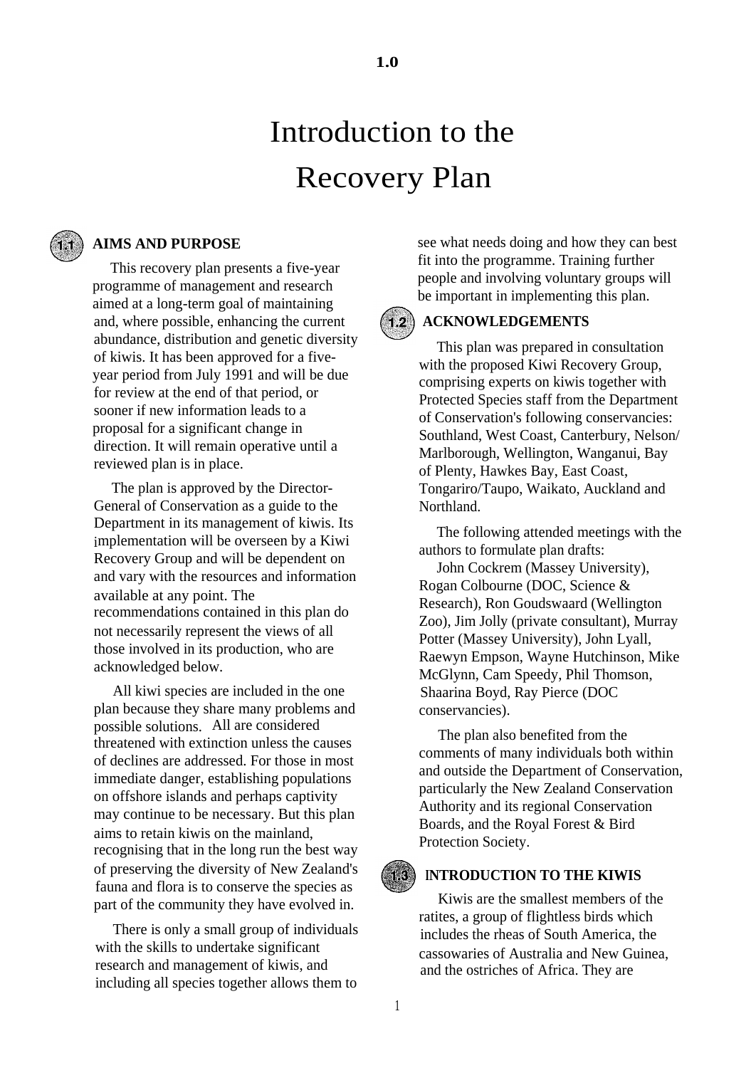# 1.0

# Introduction to the Recovery Plan

## 1.1 AIMS AND PURPOSE

This recovery plan presents a five-year programme of management and research aimed at a long-term goal of maintaining and, where possible, enhancing the current abundance, distribution and genetic diversity of kiwis. It has been approved for a five-year period from July 1991 and will be due for review at the end of that period, or sooner if new information leads to a proposal for a significant change in direction. It will remain operative until a reviewed plan is in place.

The plan is approved by the Director-General of Conservation as a guide to the Department in its management of kiwis. Its implementation will be overseen by a Kiwi Recovery Group and will be dependent on and vary with the resources and information available at any point. The recommendations contained in this plan do not necessarily represent the views of all those involved in its production, who are acknowledged below.

All kiwi species are included in the one plan because they share many problems and possible solutions. All are considered threatened with extinction unless the causes of declines are addressed. For those in most immediate danger, establishing populations on offshore islands and perhaps captivity may continue to be necessary. But this plan aims to retain kiwis on the mainland, recognising that in the long run the best way of preserving the diversity of New Zealand's fauna and flora is to conserve the species as part of the community they have evolved in.

There is only a small group of individuals with the skills to undertake significant research and management of kiwis, and including all species together allows them to see what needs doing and how they can best fit into the programme. Training further people and involving voluntary groups will be important in implementing this plan.

## 1.2 ACKNOWLEDGEMENTS

This plan was prepared in consultation with the proposed Kiwi Recovery Group, comprising experts on kiwis together with Protected Species staff from the Department of Conservation's following conservancies: Southland, West Coast, Canterbury, Nelson/ Marlborough, Wellington, Wanganui, Bay of Plenty, Hawkes Bay, East Coast, Tongariro/Taupo, Waikato, Auckland and Northland.

The following attended meetings with the authors to formulate plan drafts:

John Cockrem (Massey University), Rogan Colbourne (DOC, Science & Research), Ron Goudswaard (Wellington Zoo), Jim Jolly (private consultant), Murray Potter (Massey University), John Lyall, Raewyn Empson, Wayne Hutchinson, Mike McGlynn, Cam Speedy, Phil Thomson, Shaarina Boyd, Ray Pierce (DOC conservancies).

The plan also benefited from the comments of many individuals both within and outside the Department of Conservation, particularly the New Zealand Conservation Authority and its regional Conservation Boards, and the Royal Forest & Bird Protection Society.

## 1.3 INTRODUCTION TO THE KIWIS

Kiwis are the smallest members of the ratites, a group of flightless birds which includes the rheas of South America, the cassowaries of Australia and New Guinea, and the ostriches of Africa. They are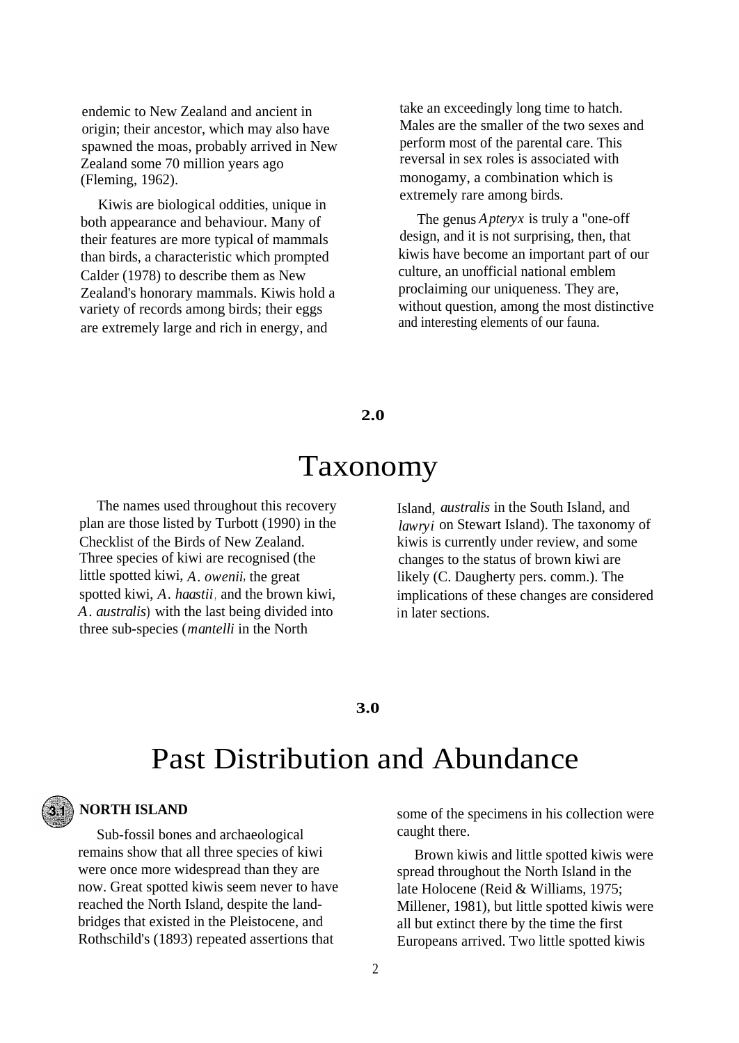endemic to New Zealand and ancient in origin; their ancestor, which may also have spawned the moas, probably arrived in New Zealand some 70 million years ago (Fleming, 1962).

Kiwis are biological oddities, unique in both appearance and behaviour. Many of their features are more typical of mammals than birds, a characteristic which prompted Calder (1978) to describe them as New Zealand's honorary mammals. Kiwis hold a variety of records among birds; their eggs are extremely large and rich in energy, and take an exceedingly long time to hatch. Males are the smaller of the two sexes and perform most of the parental care. This reversal in sex roles is associated with monogamy, a combination which is extremely rare among birds.

The genus *Apteryx* is truly a "one-off design, and it is not surprising, then, that kiwis have become an important part of our culture, an unofficial national emblem proclaiming our uniqueness. They are, without question, among the most distinctive and interesting elements of our fauna.

# 2.0 Taxonomy

The names used throughout this recovery plan are those listed by Turbott (1990) in the Checklist of the Birds of New Zealand. Three species of kiwi are recognised (the little spotted kiwi, *A. owenii*, the great spotted kiwi, *A. haastii*, and the brown kiwi, *A. australis*) with the last being divided into three sub-species (*mantelli* in the North Island, *australis* in the South Island, and *lawryi* on Stewart Island). The taxonomy of kiwis is currently under review, and some changes to the status of brown kiwi are likely (C. Daugherty pers. comm.). The implications of these changes are considered in later sections.

# 3.0 Past Distribution and Abundance

## 3.1 NORTH ISLAND

Sub-fossil bones and archaeological remains show that all three species of kiwi were once more widespread than they are now. Great spotted kiwis seem never to have reached the North Island, despite the land-bridges that existed in the Pleistocene, and Rothschild's (1893) repeated assertions that some of the specimens in his collection were caught there.

Brown kiwis and little spotted kiwis were spread throughout the North Island in the late Holocene (Reid & Williams, 1975; Millener, 1981), but little spotted kiwis were all but extinct there by the time the first Europeans arrived. Two little spotted kiwis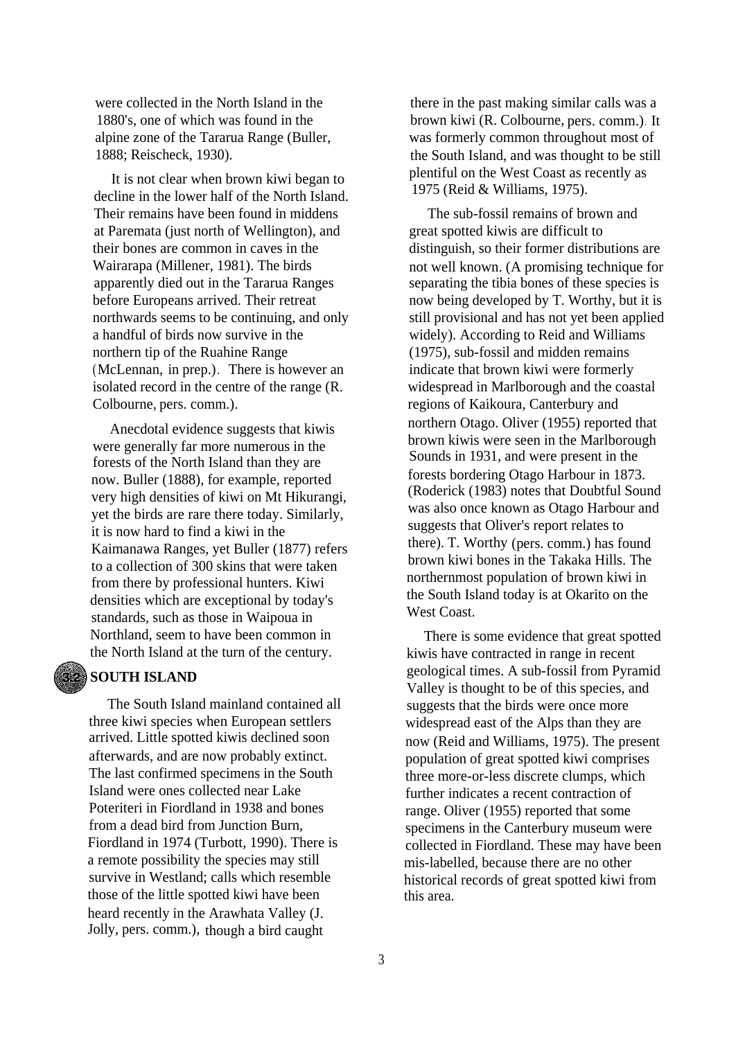were collected in the North Island in the 1880's, one of which was found in the alpine zone of the Tararua Range (Buller, 1888; Reischeck, 1930).

It is not clear when brown kiwi began to decline in the lower half of the North Island. Their remains have been found in middens at Paremata (just north of Wellington), and their bones are common in caves in the Wairarapa (Millener, 1981). The birds apparently died out in the Tararua Ranges before Europeans arrived. Their retreat northwards seems to be continuing, and only a handful of birds now survive in the northern tip of the Ruahine Range (McLennan, in prep.). There is however an isolated record in the centre of the range (R. Colbourne, pers. comm.).

Anecdotal evidence suggests that kiwis were generally far more numerous in the forests of the North Island than they are now. Buller (1888), for example, reported very high densities of kiwi on Mt Hikurangi, yet the birds are rare there today. Similarly, it is now hard to find a kiwi in the Kaimanawa Ranges, yet Buller (1877) refers to a collection of 300 skins that were taken from there by professional hunters. Kiwi densities which are exceptional by today's standards, such as those in Waipoua in Northland, seem to have been common in the North Island at the turn of the century.

## 3.2 SOUTH ISLAND

The South Island mainland contained all three kiwi species when European settlers arrived. Little spotted kiwis declined soon afterwards, and are now probably extinct. The last confirmed specimens in the South Island were ones collected near Lake Poteriteri in Fiordland in 1938 and bones from a dead bird from Junction Burn, Fiordland in 1974 (Turbott, 1990). There is a remote possibility the species may still survive in Westland; calls which resemble those of the little spotted kiwi have been heard recently in the Arawhata Valley (J. Jolly, pers. comm.), though a bird caught there in the past making similar calls was a brown kiwi (R. Colbourne, pers. comm.). It was formerly common throughout most of the South Island, and was thought to be still plentiful on the West Coast as recently as 1975 (Reid & Williams, 1975).

The sub-fossil remains of brown and great spotted kiwis are difficult to distinguish, so their former distributions are not well known. (A promising technique for separating the tibia bones of these species is now being developed by T. Worthy, but it is still provisional and has not yet been applied widely). According to Reid and Williams (1975), sub-fossil and midden remains indicate that brown kiwi were formerly widespread in Marlborough and the coastal regions of Kaikoura, Canterbury and northern Otago. Oliver (1955) reported that brown kiwis were seen in the Marlborough Sounds in 1931, and were present in the forests bordering Otago Harbour in 1873. (Roderick (1983) notes that Doubtful Sound was also once known as Otago Harbour and suggests that Oliver's report relates to there). T. Worthy (pers. comm.) has found brown kiwi bones in the Takaka Hills. The northernmost population of brown kiwi in the South Island today is at Okarito on the West Coast.

There is some evidence that great spotted kiwis have contracted in range in recent geological times. A sub-fossil from Pyramid Valley is thought to be of this species, and suggests that the birds were once more widespread east of the Alps than they are now (Reid and Williams, 1975). The present population of great spotted kiwi comprises three more-or-less discrete clumps, which further indicates a recent contraction of range. Oliver (1955) reported that some specimens in the Canterbury museum were collected in Fiordland. These may have been mis-labelled, because there are no other historical records of great spotted kiwi from this area.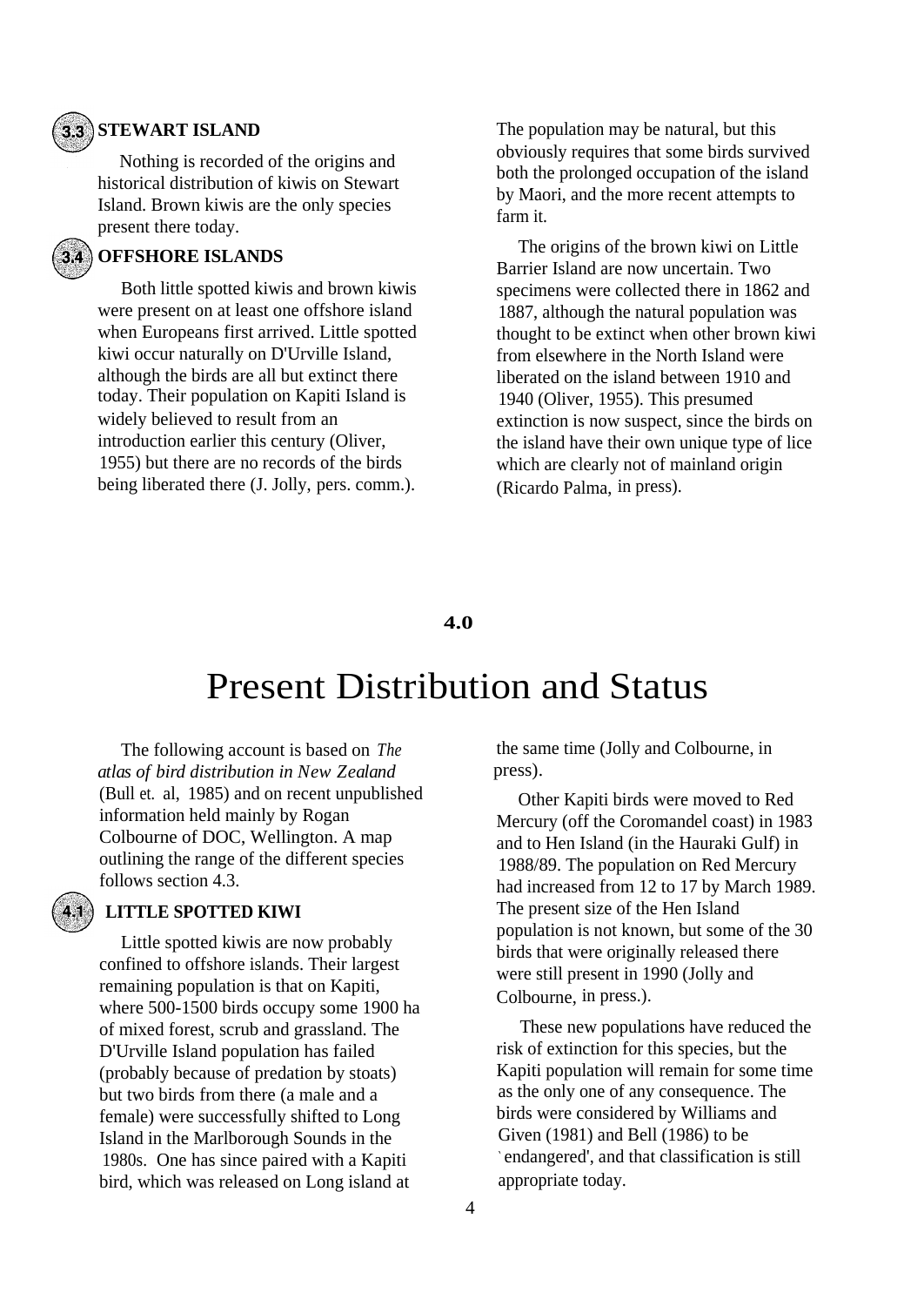### 3.3 STEWART ISLAND

Nothing is recorded of the origins and historical distribution of kiwis on Stewart Island. Brown kiwis are the only species present there today.

### 3.4 OFFSHORE ISLANDS

Both little spotted kiwis and brown kiwis were present on at least one offshore island when Europeans first arrived. Little spotted kiwi occur naturally on D'Urville Island, although the birds are all but extinct there today. Their population on Kapiti Island is widely believed to result from an introduction earlier this century (Oliver, 1955) but there are no records of the birds being liberated there (J. Jolly, pers. comm.). The population may be natural, but this obviously requires that some birds survived both the prolonged occupation of the island by Maori, and the more recent attempts to farm it.

The origins of the brown kiwi on Little Barrier Island are now uncertain. Two specimens were collected there in 1862 and 1887, although the natural population was thought to be extinct when other brown kiwi from elsewhere in the North Island were liberated on the island between 1910 and 1940 (Oliver, 1955). This presumed extinction is now suspect, since the birds on the island have their own unique type of lice which are clearly not of mainland origin (Ricardo Palma, in press).

# 4.0 Present Distribution and Status

The following account is based on *The atlas of bird distribution in New Zealand* (Bull et. al, 1985) and on recent unpublished information held mainly by Rogan Colbourne of DOC, Wellington. A map outlining the range of the different species follows section 4.3.

### 4.1 LITTLE SPOTTED KIWI

Little spotted kiwis are now probably confined to offshore islands. Their largest remaining population is that on Kapiti, where 500-1500 birds occupy some 1900 ha of mixed forest, scrub and grassland. The D'Urville Island population has failed (probably because of predation by stoats) but two birds from there (a male and a female) were successfully shifted to Long Island in the Marlborough Sounds in the 1980s. One has since paired with a Kapiti bird, which was released on Long island at the same time (Jolly and Colbourne, in press).

Other Kapiti birds were moved to Red Mercury (off the Coromandel coast) in 1983 and to Hen Island (in the Hauraki Gulf) in 1988/89. The population on Red Mercury had increased from 12 to 17 by March 1989. The present size of the Hen Island population is not known, but some of the 30 birds that were originally released there were still present in 1990 (Jolly and Colbourne, in press.).

These new populations have reduced the risk of extinction for this species, but the Kapiti population will remain for some time as the only one of any consequence. The birds were considered by Williams and Given (1981) and Bell (1986) to be `endangered', and that classification is still appropriate today.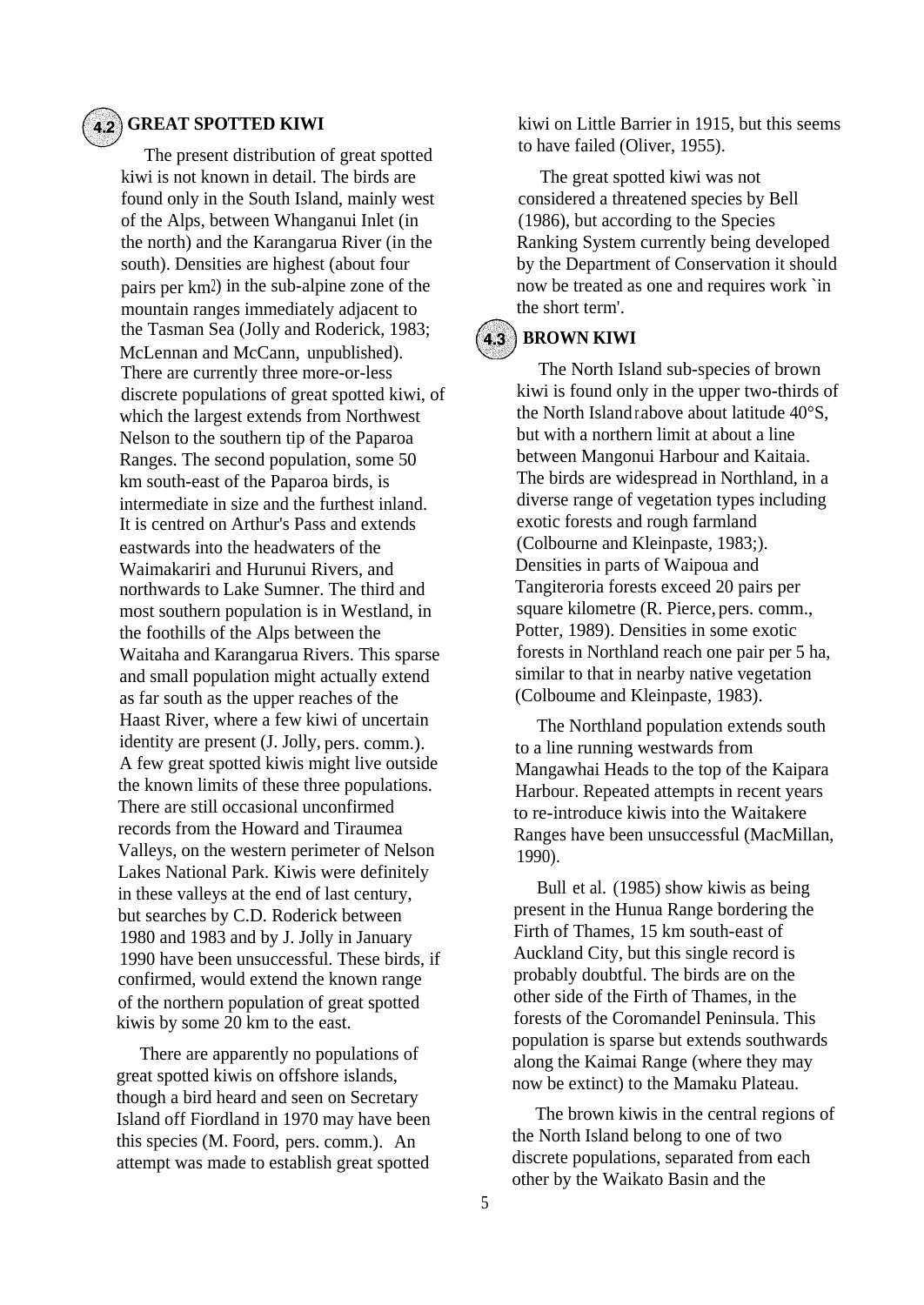## 4.2 GREAT SPOTTED KIWI

The present distribution of great spotted kiwi is not known in detail. The birds are found only in the South Island, mainly west of the Alps, between Whanganui Inlet (in the north) and the Karangarua River (in the south). Densities are highest (about four pairs per $km^2$) in the sub-alpine zone of the mountain ranges immediately adjacent to the Tasman Sea (Jolly and Roderick, 1983; McLennan and McCann, unpublished). There are currently three more-or-less discrete populations of great spotted kiwi, of which the largest extends from Northwest Nelson to the southern tip of the Paparoa Ranges. The second population, some 50 km south-east of the Paparoa birds, is intermediate in size and the furthest inland. It is centred on Arthur's Pass and extends eastwards into the headwaters of the Waimakariri and Hurunui Rivers, and northwards to Lake Sumner. The third and most southern population is in Westland, in the foothills of the Alps between the Waitaha and Karangarua Rivers. This sparse and small population might actually extend as far south as the upper reaches of the Haast River, where a few kiwi of uncertain identity are present (J. Jolly, pers. comm.). A few great spotted kiwis might live outside the known limits of these three populations. There are still occasional unconfirmed records from the Howard and Tiraumea Valleys, on the western perimeter of Nelson Lakes National Park. Kiwis were definitely in these valleys at the end of last century, but searches by C.D. Roderick between 1980 and 1983 and by J. Jolly in January 1990 have been unsuccessful. These birds, if confirmed, would extend the known range of the northern population of great spotted kiwis by some 20 km to the east.

There are apparently no populations of great spotted kiwis on offshore islands, though a bird heard and seen on Secretary Island off Fiordland in 1970 may have been this species (M. Foord, pers. comm.). An attempt was made to establish great spotted kiwi on Little Barrier in 1915, but this seems to have failed (Oliver, 1955).

The great spotted kiwi was not considered a threatened species by Bell (1986), but according to the Species Ranking System currently being developed by the Department of Conservation it should now be treated as one and requires work `in the short term'.

## 4.3 BROWN KIWI

The North Island sub-species of brown kiwi is found only in the upper two-thirds of the North Island, above about latitude 40°S, but with a northern limit at about a line between Mangonui Harbour and Kaitaia. The birds are widespread in Northland, in a diverse range of vegetation types including exotic forests and rough farmland (Colbourne and Kleinpaste, 1983;). Densities in parts of Waipoua and Tangiteroria forests exceed 20 pairs per square kilometre (R. Pierce, pers. comm., Potter, 1989). Densities in some exotic forests in Northland reach one pair per 5 ha, similar to that in nearby native vegetation (Colboume and Kleinpaste, 1983).

The Northland population extends south to a line running westwards from Mangawhai Heads to the top of the Kaipara Harbour. Repeated attempts in recent years to re-introduce kiwis into the Waitakere Ranges have been unsuccessful (MacMillan, 1990).

Bull et al. (1985) show kiwis as being present in the Hunua Range bordering the Firth of Thames, 15 km south-east of Auckland City, but this single record is probably doubtful. The birds are on the other side of the Firth of Thames, in the forests of the Coromandel Peninsula. This population is sparse but extends southwards along the Kaimai Range (where they may now be extinct) to the Mamaku Plateau.

The brown kiwis in the central regions of the North Island belong to one of two discrete populations, separated from each other by the Waikato Basin and the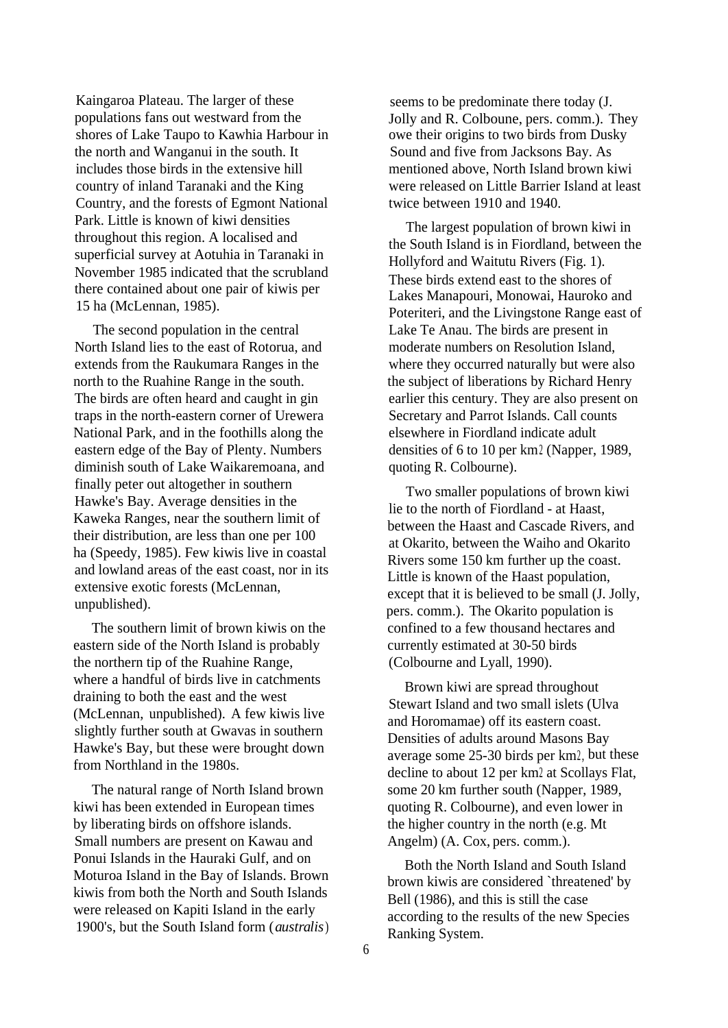Kaingaroa Plateau. The larger of these populations fans out westward from the shores of Lake Taupo to Kawhia Harbour in the north and Wanganui in the south. It includes those birds in the extensive hill country of inland Taranaki and the King Country, and the forests of Egmont National Park. Little is known of kiwi densities throughout this region. A localised and superficial survey at Aotuhia in Taranaki in November 1985 indicated that the scrubland there contained about one pair of kiwis per 15 ha (McLennan, 1985).

The second population in the central North Island lies to the east of Rotorua, and extends from the Raukumara Ranges in the north to the Ruahine Range in the south. The birds are often heard and caught in gin traps in the north-eastern corner of Urewera National Park, and in the foothills along the eastern edge of the Bay of Plenty. Numbers diminish south of Lake Waikaremoana, and finally peter out altogether in southern Hawke's Bay. Average densities in the Kaweka Ranges, near the southern limit of their distribution, are less than one per 100 ha (Speedy, 1985). Few kiwis live in coastal and lowland areas of the east coast, nor in its extensive exotic forests (McLennan, unpublished).

The southern limit of brown kiwis on the eastern side of the North Island is probably the northern tip of the Ruahine Range, where a handful of birds live in catchments draining to both the east and the west (McLennan, unpublished). A few kiwis live slightly further south at Gwavas in southern Hawke's Bay, but these were brought down from Northland in the 1980s.

The natural range of North Island brown kiwi has been extended in European times by liberating birds on offshore islands. Small numbers are present on Kawau and Ponui Islands in the Hauraki Gulf, and on Moturoa Island in the Bay of Islands. Brown kiwis from both the North and South Islands were released on Kapiti Island in the early 1900's, but the South Island form (*australis*) seems to be predominate there today (J. Jolly and R. Colboune, pers. comm.). They owe their origins to two birds from Dusky Sound and five from Jacksons Bay. As mentioned above, North Island brown kiwi were released on Little Barrier Island at least twice between 1910 and 1940.

The largest population of brown kiwi in the South Island is in Fiordland, between the Hollyford and Waitutu Rivers (Fig. 1). These birds extend east to the shores of Lakes Manapouri, Monowai, Hauroko and Poteriteri, and the Livingstone Range east of Lake Te Anau. The birds are present in moderate numbers on Resolution Island, where they occurred naturally but were also the subject of liberations by Richard Henry earlier this century. They are also present on Secretary and Parrot Islands. Call counts elsewhere in Fiordland indicate adult densities of 6 to 10 per km$^2$ (Napper, 1989, quoting R. Colbourne).

Two smaller populations of brown kiwi lie to the north of Fiordland - at Haast, between the Haast and Cascade Rivers, and at Okarito, between the Waiho and Okarito Rivers some 150 km further up the coast. Little is known of the Haast population, except that it is believed to be small (J. Jolly, pers. comm.). The Okarito population is confined to a few thousand hectares and currently estimated at 30-50 birds (Colbourne and Lyall, 1990).

Brown kiwi are spread throughout Stewart Island and two small islets (Ulva and Horomamae) off its eastern coast. Densities of adults around Masons Bay average some 25-30 birds per km$^2$, but these decline to about 12 per km$^2$ at Scollays Flat, some 20 km further south (Napper, 1989, quoting R. Colbourne), and even lower in the higher country in the north (e.g. Mt Angelm) (A. Cox, pers. comm.).

Both the North Island and South Island brown kiwis are considered `threatened' by Bell (1986), and this is still the case according to the results of the new Species Ranking System.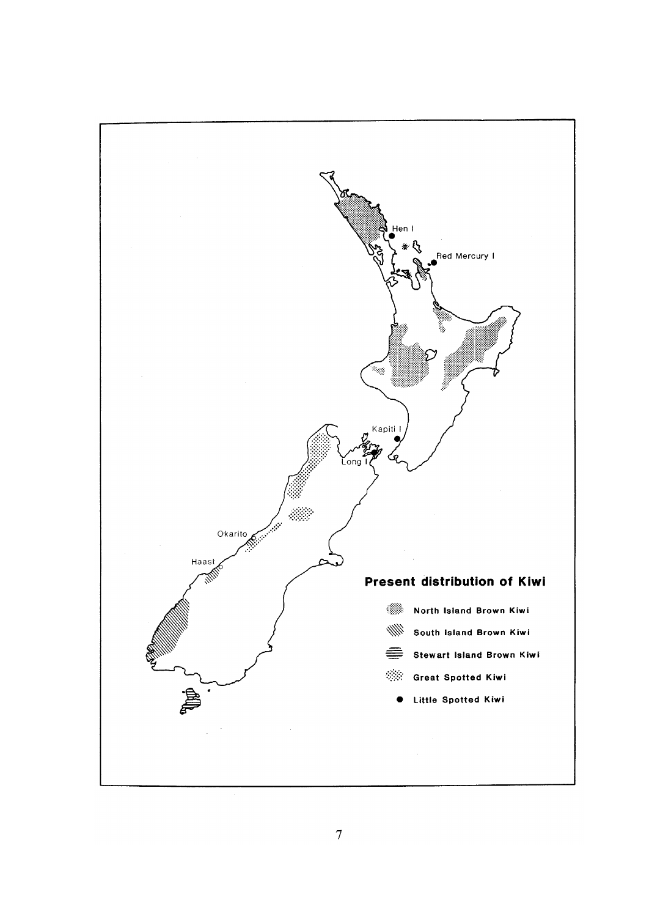## Present distribution of Kiwi

- North Island Brown Kiwi
- South Island Brown Kiwi
- Stewart Island Brown Kiwi
- Great Spotted Kiwi
- ● Little Spotted Kiwi

Hen I

Red Mercury I

Kapiti I

Long I

Okarito

Haast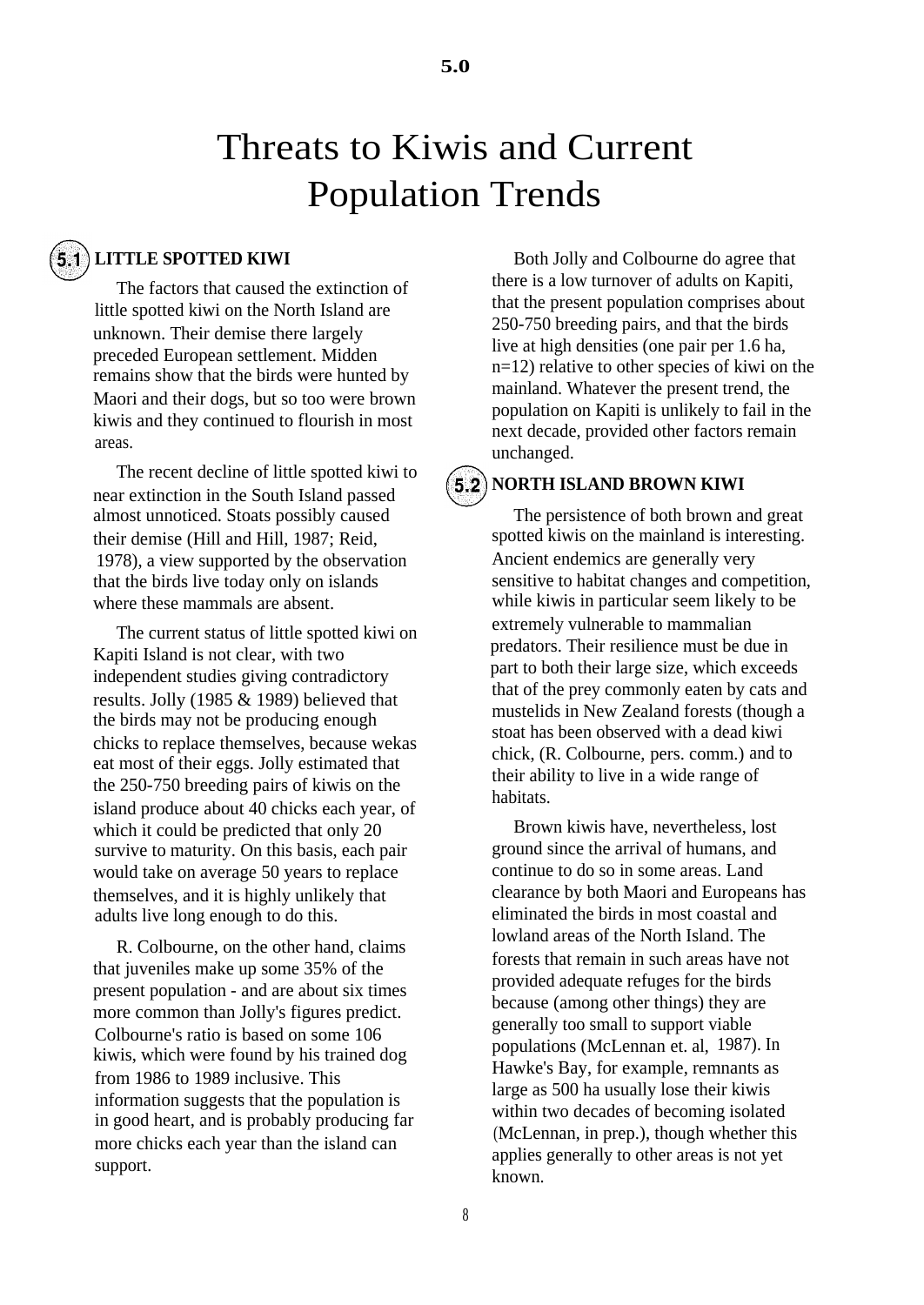# 5.0

# Threats to Kiwis and Current Population Trends

## 5.1 LITTLE SPOTTED KIWI

The factors that caused the extinction of little spotted kiwi on the North Island are unknown. Their demise there largely preceded European settlement. Midden remains show that the birds were hunted by Maori and their dogs, but so too were brown kiwis and they continued to flourish in most areas.

The recent decline of little spotted kiwi to near extinction in the South Island passed almost unnoticed. Stoats possibly caused their demise (Hill and Hill, 1987; Reid, 1978), a view supported by the observation that the birds live today only on islands where these mammals are absent.

The current status of little spotted kiwi on Kapiti Island is not clear, with two independent studies giving contradictory results. Jolly (1985 & 1989) believed that the birds may not be producing enough chicks to replace themselves, because wekas eat most of their eggs. Jolly estimated that the 250-750 breeding pairs of kiwis on the island produce about 40 chicks each year, of which it could be predicted that only 20 survive to maturity. On this basis, each pair would take on average 50 years to replace themselves, and it is highly unlikely that adults live long enough to do this.

R. Colbourne, on the other hand, claims that juveniles make up some 35% of the present population - and are about six times more common than Jolly's figures predict. Colbourne's ratio is based on some 106 kiwis, which were found by his trained dog from 1986 to 1989 inclusive. This information suggests that the population is in good heart, and is probably producing far more chicks each year than the island can support.

Both Jolly and Colbourne do agree that there is a low turnover of adults on Kapiti, that the present population comprises about 250-750 breeding pairs, and that the birds live at high densities (one pair per 1.6 ha, n=12) relative to other species of kiwi on the mainland. Whatever the present trend, the population on Kapiti is unlikely to fail in the next decade, provided other factors remain unchanged.

## 5.2 NORTH ISLAND BROWN KIWI

The persistence of both brown and great spotted kiwis on the mainland is interesting. Ancient endemics are generally very sensitive to habitat changes and competition, while kiwis in particular seem likely to be extremely vulnerable to mammalian predators. Their resilience must be due in part to both their large size, which exceeds that of the prey commonly eaten by cats and mustelids in New Zealand forests (though a stoat has been observed with a dead kiwi chick, (R. Colbourne, pers. comm.) and to their ability to live in a wide range of habitats.

Brown kiwis have, nevertheless, lost ground since the arrival of humans, and continue to do so in some areas. Land clearance by both Maori and Europeans has eliminated the birds in most coastal and lowland areas of the North Island. The forests that remain in such areas have not provided adequate refuges for the birds because (among other things) they are generally too small to support viable populations (McLennan et. al, 1987). In Hawke's Bay, for example, remnants as large as 500 ha usually lose their kiwis within two decades of becoming isolated (McLennan, in prep.), though whether this applies generally to other areas is not yet known.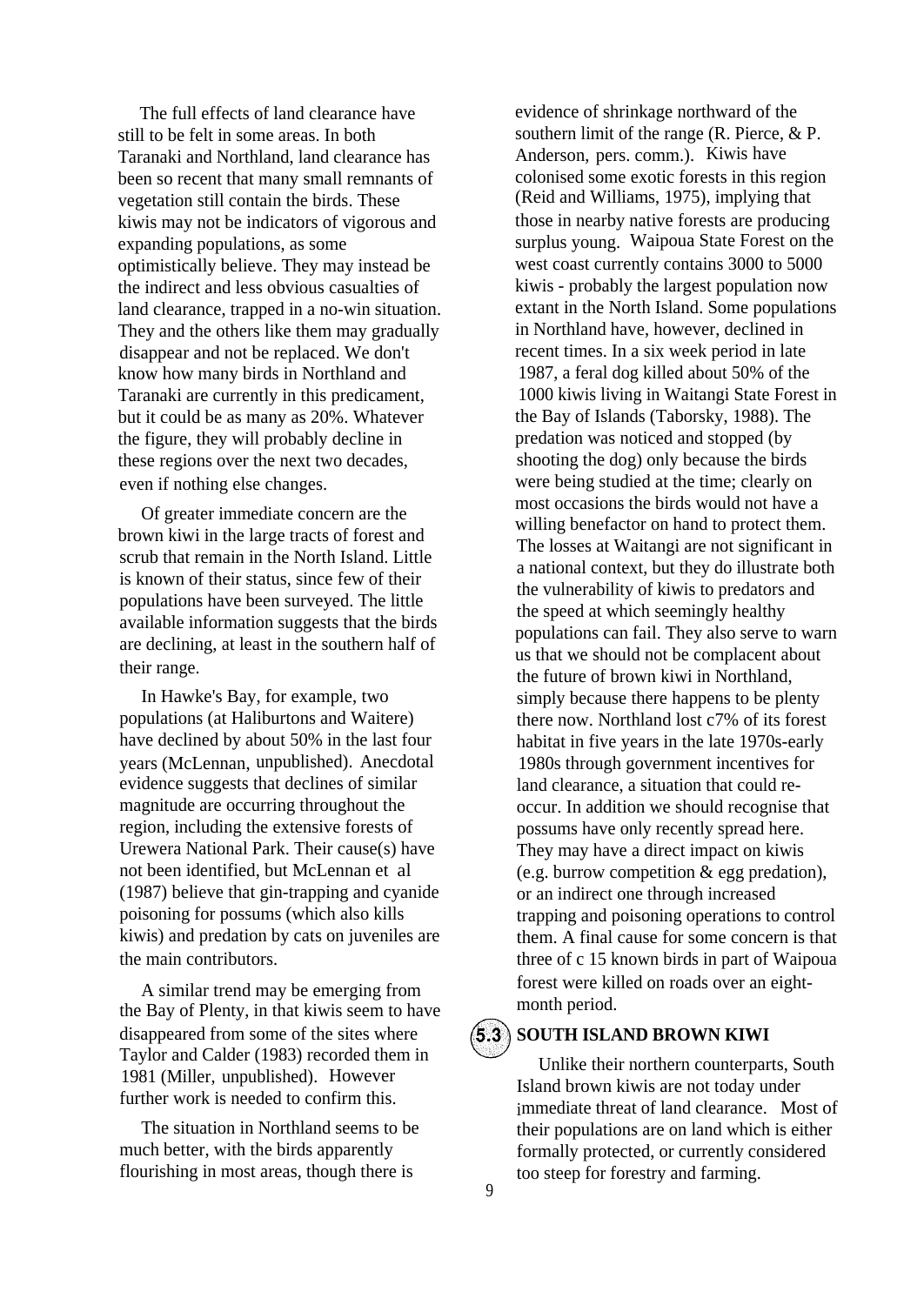The full effects of land clearance have still to be felt in some areas. In both Taranaki and Northland, land clearance has been so recent that many small remnants of vegetation still contain the birds. These kiwis may not be indicators of vigorous and expanding populations, as some optimistically believe. They may instead be the indirect and less obvious casualties of land clearance, trapped in a no-win situation. They and the others like them may gradually disappear and not be replaced. We don't know how many birds in Northland and Taranaki are currently in this predicament, but it could be as many as 20%. Whatever the figure, they will probably decline in these regions over the next two decades, even if nothing else changes.

Of greater immediate concern are the brown kiwi in the large tracts of forest and scrub that remain in the North Island. Little is known of their status, since few of their populations have been surveyed. The little available information suggests that the birds are declining, at least in the southern half of their range.

In Hawke's Bay, for example, two populations (at Haliburtons and Waitere) have declined by about 50% in the last four years (McLennan, unpublished). Anecdotal evidence suggests that declines of similar magnitude are occurring throughout the region, including the extensive forests of Urewera National Park. Their cause(s) have not been identified, but McLennan et al (1987) believe that gin-trapping and cyanide poisoning for possums (which also kills kiwis) and predation by cats on juveniles are the main contributors.

A similar trend may be emerging from the Bay of Plenty, in that kiwis seem to have disappeared from some of the sites where Taylor and Calder (1983) recorded them in 1981 (Miller, unpublished). However further work is needed to confirm this.

The situation in Northland seems to be much better, with the birds apparently flourishing in most areas, though there is evidence of shrinkage northward of the southern limit of the range (R. Pierce, & P. Anderson, pers. comm.). Kiwis have colonised some exotic forests in this region (Reid and Williams, 1975), implying that those in nearby native forests are producing surplus young. Waipoua State Forest on the west coast currently contains 3000 to 5000 kiwis - probably the largest population now extant in the North Island. Some populations in Northland have, however, declined in recent times. In a six week period in late 1987, a feral dog killed about 50% of the 1000 kiwis living in Waitangi State Forest in the Bay of Islands (Taborsky, 1988). The predation was noticed and stopped (by shooting the dog) only because the birds were being studied at the time; clearly on most occasions the birds would not have a willing benefactor on hand to protect them. The losses at Waitangi are not significant in a national context, but they do illustrate both the vulnerability of kiwis to predators and the speed at which seemingly healthy populations can fail. They also serve to warn us that we should not be complacent about the future of brown kiwi in Northland, simply because there happens to be plenty there now. Northland lost c7% of its forest habitat in five years in the late 1970s-early 1980s through government incentives for land clearance, a situation that could re-occur. In addition we should recognise that possums have only recently spread here. They may have a direct impact on kiwis (e.g. burrow competition & egg predation), or an indirect one through increased trapping and poisoning operations to control them. A final cause for some concern is that three of c 15 known birds in part of Waipoua forest were killed on roads over an eight-month period.

## 5.3 SOUTH ISLAND BROWN KIWI

Unlike their northern counterparts, South Island brown kiwis are not today under immediate threat of land clearance. Most of their populations are on land which is either formally protected, or currently considered too steep for forestry and farming.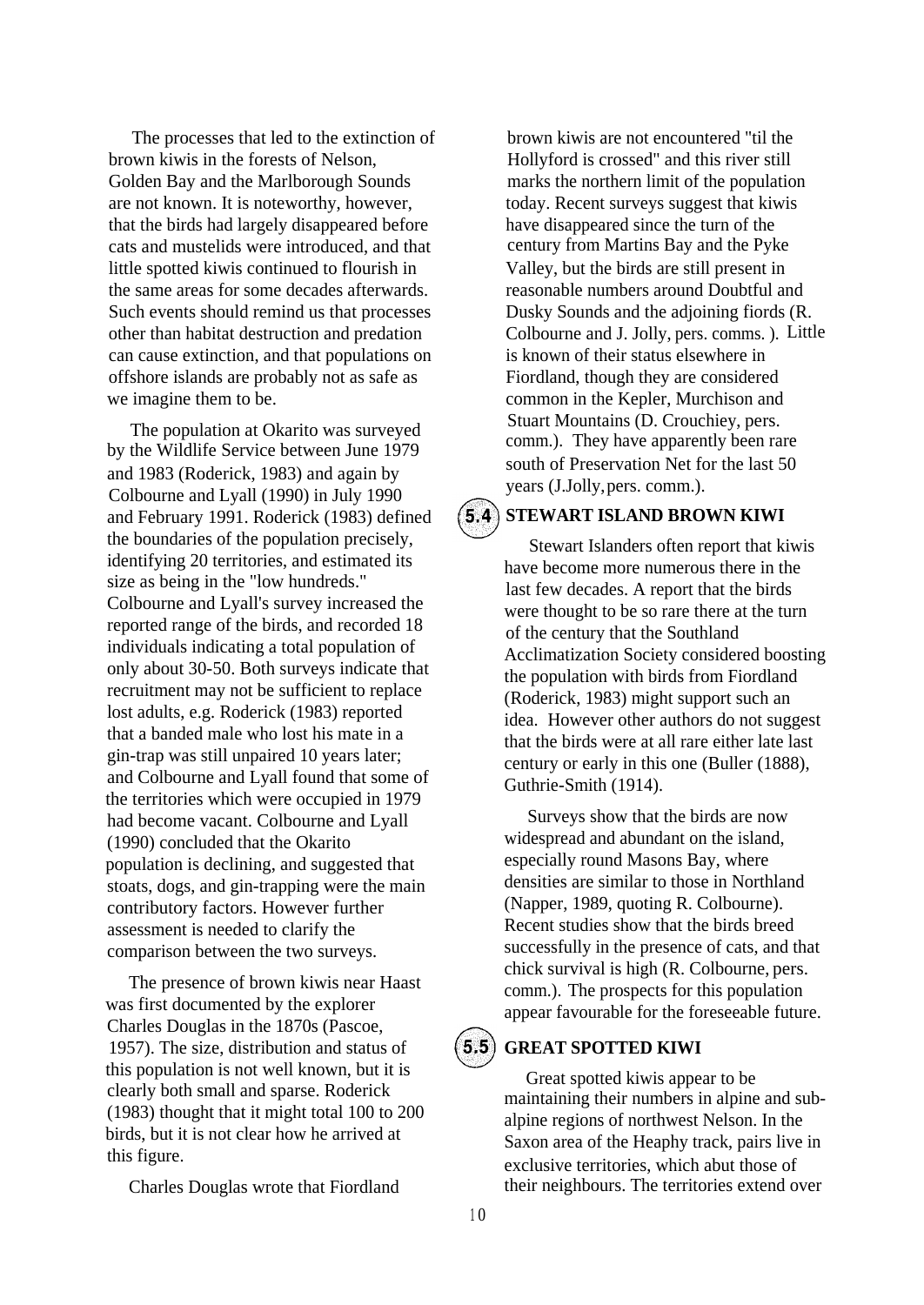The processes that led to the extinction of brown kiwis in the forests of Nelson, Golden Bay and the Marlborough Sounds are not known. It is noteworthy, however, that the birds had largely disappeared before cats and mustelids were introduced, and that little spotted kiwis continued to flourish in the same areas for some decades afterwards. Such events should remind us that processes other than habitat destruction and predation can cause extinction, and that populations on offshore islands are probably not as safe as we imagine them to be.

The population at Okarito was surveyed by the Wildlife Service between June 1979 and 1983 (Roderick, 1983) and again by Colbourne and Lyall (1990) in July 1990 and February 1991. Roderick (1983) defined the boundaries of the population precisely, identifying 20 territories, and estimated its size as being in the "low hundreds." Colbourne and Lyall's survey increased the reported range of the birds, and recorded 18 individuals indicating a total population of only about 30-50. Both surveys indicate that recruitment may not be sufficient to replace lost adults, e.g. Roderick (1983) reported that a banded male who lost his mate in a gin-trap was still unpaired 10 years later; and Colbourne and Lyall found that some of the territories which were occupied in 1979 had become vacant. Colbourne and Lyall (1990) concluded that the Okarito population is declining, and suggested that stoats, dogs, and gin-trapping were the main contributory factors. However further assessment is needed to clarify the comparison between the two surveys.

The presence of brown kiwis near Haast was first documented by the explorer Charles Douglas in the 1870s (Pascoe, 1957). The size, distribution and status of this population is not well known, but it is clearly both small and sparse. Roderick (1983) thought that it might total 100 to 200 birds, but it is not clear how he arrived at this figure.

Charles Douglas wrote that Fiordland brown kiwis are not encountered "til the Hollyford is crossed" and this river still marks the northern limit of the population today. Recent surveys suggest that kiwis have disappeared since the turn of the century from Martins Bay and the Pyke Valley, but the birds are still present in reasonable numbers around Doubtful and Dusky Sounds and the adjoining fiords (R. Colbourne and J. Jolly, pers. comms. ). Little is known of their status elsewhere in Fiordland, though they are considered common in the Kepler, Murchison and Stuart Mountains (D. Crouchiey, pers. comm.). They have apparently been rare south of Preservation Net for the last 50 years (J.Jolly, pers. comm.).

## 5.4 STEWART ISLAND BROWN KIWI

Stewart Islanders often report that kiwis have become more numerous there in the last few decades. A report that the birds were thought to be so rare there at the turn of the century that the Southland Acclimatization Society considered boosting the population with birds from Fiordland (Roderick, 1983) might support such an idea. However other authors do not suggest that the birds were at all rare either late last century or early in this one (Buller (1888), Guthrie-Smith (1914).

Surveys show that the birds are now widespread and abundant on the island, especially round Masons Bay, where densities are similar to those in Northland (Napper, 1989, quoting R. Colbourne). Recent studies show that the birds breed successfully in the presence of cats, and that chick survival is high (R. Colbourne, pers. comm.). The prospects for this population appear favourable for the foreseeable future.

## 5.5 GREAT SPOTTED KIWI

Great spotted kiwis appear to be maintaining their numbers in alpine and sub-alpine regions of northwest Nelson. In the Saxon area of the Heaphy track, pairs live in exclusive territories, which abut those of their neighbours. The territories extend over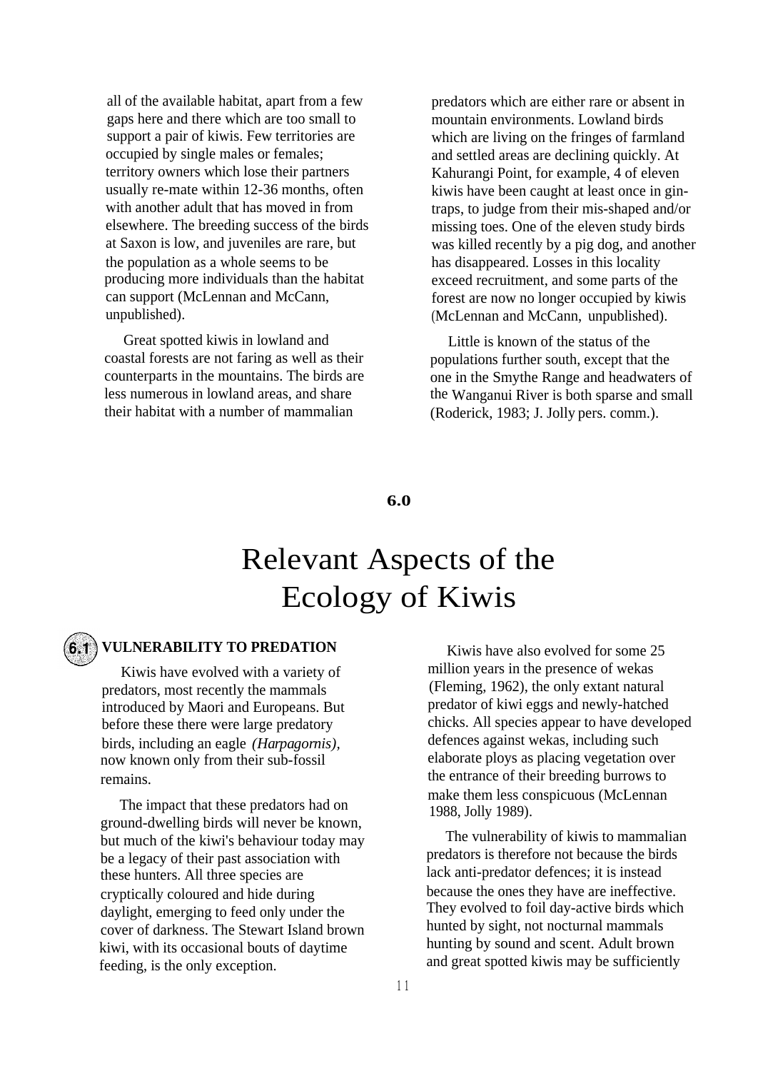all of the available habitat, apart from a few gaps here and there which are too small to support a pair of kiwis. Few territories are occupied by single males or females; territory owners which lose their partners usually re-mate within 12-36 months, often with another adult that has moved in from elsewhere. The breeding success of the birds at Saxon is low, and juveniles are rare, but the population as a whole seems to be producing more individuals than the habitat can support (McLennan and McCann, unpublished).

Great spotted kiwis in lowland and coastal forests are not faring as well as their counterparts in the mountains. The birds are less numerous in lowland areas, and share their habitat with a number of mammalian predators which are either rare or absent in mountain environments. Lowland birds which are living on the fringes of farmland and settled areas are declining quickly. At Kahurangi Point, for example, 4 of eleven kiwis have been caught at least once in gin-traps, to judge from their mis-shaped and/or missing toes. One of the eleven study birds was killed recently by a pig dog, and another has disappeared. Losses in this locality exceed recruitment, and some parts of the forest are now no longer occupied by kiwis (McLennan and McCann, unpublished).

Little is known of the status of the populations further south, except that the one in the Smythe Range and headwaters of the Wanganui River is both sparse and small (Roderick, 1983; J. Jolly pers. comm.).

# 6.0

# Relevant Aspects of the Ecology of Kiwis

## 6.1 VULNERABILITY TO PREDATION

Kiwis have evolved with a variety of predators, most recently the mammals introduced by Maori and Europeans. But before these there were large predatory birds, including an eagle *(Harpagornis)*, now known only from their sub-fossil remains.

The impact that these predators had on ground-dwelling birds will never be known, but much of the kiwi's behaviour today may be a legacy of their past association with these hunters. All three species are cryptically coloured and hide during daylight, emerging to feed only under the cover of darkness. The Stewart Island brown kiwi, with its occasional bouts of daytime feeding, is the only exception.

Kiwis have also evolved for some 25 million years in the presence of wekas (Fleming, 1962), the only extant natural predator of kiwi eggs and newly-hatched chicks. All species appear to have developed defences against wekas, including such elaborate ploys as placing vegetation over the entrance of their breeding burrows to make them less conspicuous (McLennan 1988, Jolly 1989).

The vulnerability of kiwis to mammalian predators is therefore not because the birds lack anti-predator defences; it is instead because the ones they have are ineffective. They evolved to foil day-active birds which hunted by sight, not nocturnal mammals hunting by sound and scent. Adult brown and great spotted kiwis may be sufficiently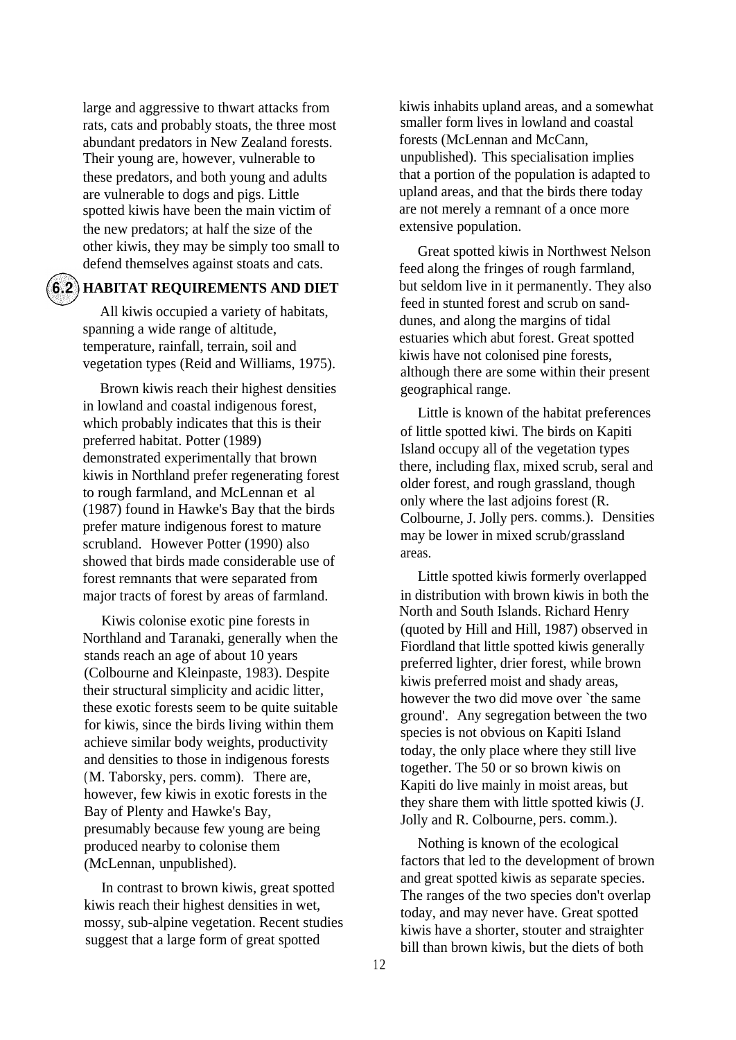large and aggressive to thwart attacks from rats, cats and probably stoats, the three most abundant predators in New Zealand forests. Their young are, however, vulnerable to these predators, and both young and adults are vulnerable to dogs and pigs. Little spotted kiwis have been the main victim of the new predators; at half the size of the other kiwis, they may be simply too small to defend themselves against stoats and cats.

## 6.2 HABITAT REQUIREMENTS AND DIET

All kiwis occupied a variety of habitats, spanning a wide range of altitude, temperature, rainfall, terrain, soil and vegetation types (Reid and Williams, 1975).

Brown kiwis reach their highest densities in lowland and coastal indigenous forest, which probably indicates that this is their preferred habitat. Potter (1989) demonstrated experimentally that brown kiwis in Northland prefer regenerating forest to rough farmland, and McLennan et al (1987) found in Hawke's Bay that the birds prefer mature indigenous forest to mature scrubland. However Potter (1990) also showed that birds made considerable use of forest remnants that were separated from major tracts of forest by areas of farmland.

Kiwis colonise exotic pine forests in Northland and Taranaki, generally when the stands reach an age of about 10 years (Colbourne and Kleinpaste, 1983). Despite their structural simplicity and acidic litter, these exotic forests seem to be quite suitable for kiwis, since the birds living within them achieve similar body weights, productivity and densities to those in indigenous forests (M. Taborsky, pers. comm). There are, however, few kiwis in exotic forests in the Bay of Plenty and Hawke's Bay, presumably because few young are being produced nearby to colonise them (McLennan, unpublished).

In contrast to brown kiwis, great spotted kiwis reach their highest densities in wet, mossy, sub-alpine vegetation. Recent studies suggest that a large form of great spotted kiwis inhabits upland areas, and a somewhat smaller form lives in lowland and coastal forests (McLennan and McCann, unpublished). This specialisation implies that a portion of the population is adapted to upland areas, and that the birds there today are not merely a remnant of a once more extensive population.

Great spotted kiwis in Northwest Nelson feed along the fringes of rough farmland, but seldom live in it permanently. They also feed in stunted forest and scrub on sand-dunes, and along the margins of tidal estuaries which abut forest. Great spotted kiwis have not colonised pine forests, although there are some within their present geographical range.

Little is known of the habitat preferences of little spotted kiwi. The birds on Kapiti Island occupy all of the vegetation types there, including flax, mixed scrub, seral and older forest, and rough grassland, though only where the last adjoins forest (R. Colbourne, J. Jolly pers. comms.). Densities may be lower in mixed scrub/grassland areas.

Little spotted kiwis formerly overlapped in distribution with brown kiwis in both the North and South Islands. Richard Henry (quoted by Hill and Hill, 1987) observed in Fiordland that little spotted kiwis generally preferred lighter, drier forest, while brown kiwis preferred moist and shady areas, however the two did move over `the same ground'. Any segregation between the two species is not obvious on Kapiti Island today, the only place where they still live together. The 50 or so brown kiwis on Kapiti do live mainly in moist areas, but they share them with little spotted kiwis (J. Jolly and R. Colbourne, pers. comm.).

Nothing is known of the ecological factors that led to the development of brown and great spotted kiwis as separate species. The ranges of the two species don't overlap today, and may never have. Great spotted kiwis have a shorter, stouter and straighter bill than brown kiwis, but the diets of both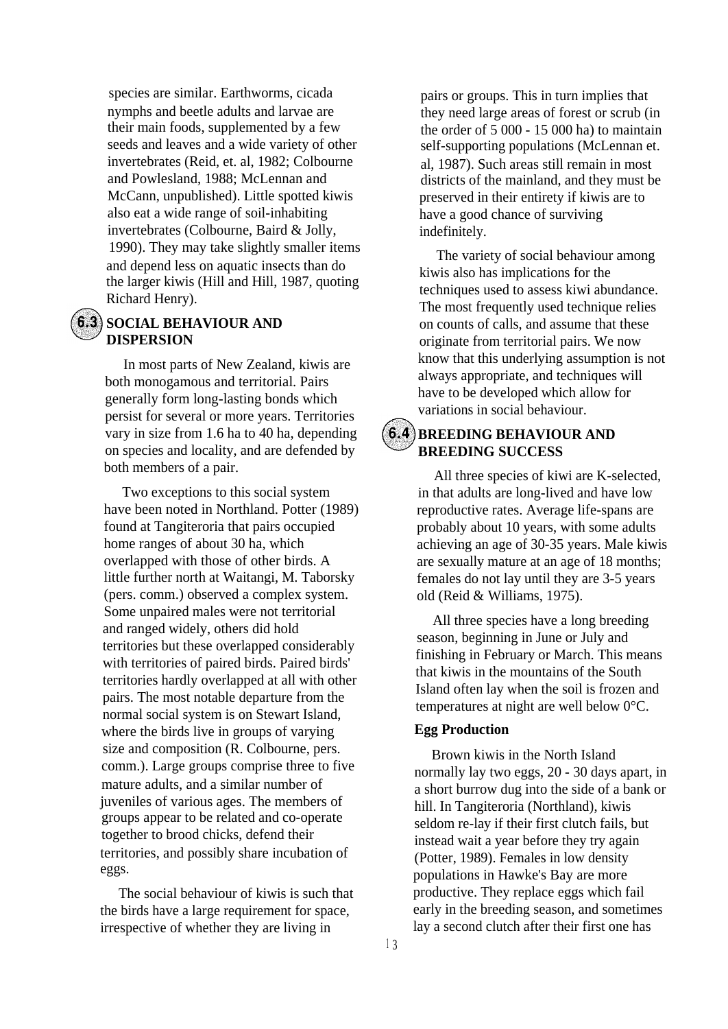species are similar. Earthworms, cicada nymphs and beetle adults and larvae are their main foods, supplemented by a few seeds and leaves and a wide variety of other invertebrates (Reid, et. al, 1982; Colbourne and Powlesland, 1988; McLennan and McCann, unpublished). Little spotted kiwis also eat a wide range of soil-inhabiting invertebrates (Colbourne, Baird & Jolly, 1990). They may take slightly smaller items and depend less on aquatic insects than do the larger kiwis (Hill and Hill, 1987, quoting Richard Henry).

## 6.3 SOCIAL BEHAVIOUR AND DISPERSION

In most parts of New Zealand, kiwis are both monogamous and territorial. Pairs generally form long-lasting bonds which persist for several or more years. Territories vary in size from 1.6 ha to 40 ha, depending on species and locality, and are defended by both members of a pair.

Two exceptions to this social system have been noted in Northland. Potter (1989) found at Tangiteroria that pairs occupied home ranges of about 30 ha, which overlapped with those of other birds. A little further north at Waitangi, M. Taborsky (pers. comm.) observed a complex system. Some unpaired males were not territorial and ranged widely, others did hold territories but these overlapped considerably with territories of paired birds. Paired birds' territories hardly overlapped at all with other pairs. The most notable departure from the normal social system is on Stewart Island, where the birds live in groups of varying size and composition (R. Colbourne, pers. comm.). Large groups comprise three to five mature adults, and a similar number of juveniles of various ages. The members of groups appear to be related and co-operate together to brood chicks, defend their territories, and possibly share incubation of eggs.

The social behaviour of kiwis is such that the birds have a large requirement for space, irrespective of whether they are living in pairs or groups. This in turn implies that they need large areas of forest or scrub (in the order of 5 000 - 15 000 ha) to maintain self-supporting populations (McLennan et. al, 1987). Such areas still remain in most districts of the mainland, and they must be preserved in their entirety if kiwis are to have a good chance of surviving indefinitely.

The variety of social behaviour among kiwis also has implications for the techniques used to assess kiwi abundance. The most frequently used technique relies on counts of calls, and assume that these originate from territorial pairs. We now know that this underlying assumption is not always appropriate, and techniques will have to be developed which allow for variations in social behaviour.

## 6.4 BREEDING BEHAVIOUR AND BREEDING SUCCESS

All three species of kiwi are K-selected, in that adults are long-lived and have low reproductive rates. Average life-spans are probably about 10 years, with some adults achieving an age of 30-35 years. Male kiwis are sexually mature at an age of 18 months; females do not lay until they are 3-5 years old (Reid & Williams, 1975).

All three species have a long breeding season, beginning in June or July and finishing in February or March. This means that kiwis in the mountains of the South Island often lay when the soil is frozen and temperatures at night are well below 0°C.

### Egg Production

Brown kiwis in the North Island normally lay two eggs, 20 - 30 days apart, in a short burrow dug into the side of a bank or hill. In Tangiteroria (Northland), kiwis seldom re-lay if their first clutch fails, but instead wait a year before they try again (Potter, 1989). Females in low density populations in Hawke's Bay are more productive. They replace eggs which fail early in the breeding season, and sometimes lay a second clutch after their first one has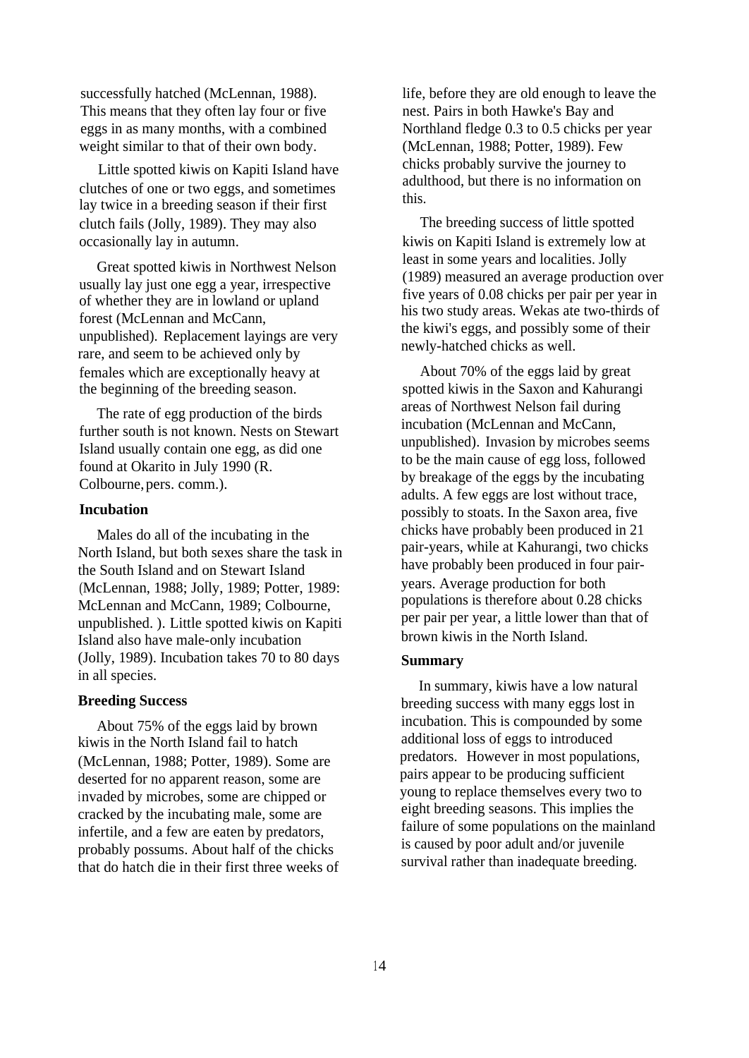successfully hatched (McLennan, 1988). This means that they often lay four or five eggs in as many months, with a combined weight similar to that of their own body.

Little spotted kiwis on Kapiti Island have clutches of one or two eggs, and sometimes lay twice in a breeding season if their first clutch fails (Jolly, 1989). They may also occasionally lay in autumn.

Great spotted kiwis in Northwest Nelson usually lay just one egg a year, irrespective of whether they are in lowland or upland forest (McLennan and McCann, unpublished). Replacement layings are very rare, and seem to be achieved only by females which are exceptionally heavy at the beginning of the breeding season.

The rate of egg production of the birds further south is not known. Nests on Stewart Island usually contain one egg, as did one found at Okarito in July 1990 (R. Colbourne, pers. comm.).

### Incubation

Males do all of the incubating in the North Island, but both sexes share the task in the South Island and on Stewart Island (McLennan, 1988; Jolly, 1989; Potter, 1989: McLennan and McCann, 1989; Colbourne, unpublished. ). Little spotted kiwis on Kapiti Island also have male-only incubation (Jolly, 1989). Incubation takes 70 to 80 days in all species.

### Breeding Success

About 75% of the eggs laid by brown kiwis in the North Island fail to hatch (McLennan, 1988; Potter, 1989). Some are deserted for no apparent reason, some are invaded by microbes, some are chipped or cracked by the incubating male, some are infertile, and a few are eaten by predators, probably possums. About half of the chicks that do hatch die in their first three weeks of life, before they are old enough to leave the nest. Pairs in both Hawke's Bay and Northland fledge 0.3 to 0.5 chicks per year (McLennan, 1988; Potter, 1989). Few chicks probably survive the journey to adulthood, but there is no information on this.

The breeding success of little spotted kiwis on Kapiti Island is extremely low at least in some years and localities. Jolly (1989) measured an average production over five years of 0.08 chicks per pair per year in his two study areas. Wekas ate two-thirds of the kiwi's eggs, and possibly some of their newly-hatched chicks as well.

About 70% of the eggs laid by great spotted kiwis in the Saxon and Kahurangi areas of Northwest Nelson fail during incubation (McLennan and McCann, unpublished). Invasion by microbes seems to be the main cause of egg loss, followed by breakage of the eggs by the incubating adults. A few eggs are lost without trace, possibly to stoats. In the Saxon area, five chicks have probably been produced in 21 pair-years, while at Kahurangi, two chicks have probably been produced in four pair-years. Average production for both populations is therefore about 0.28 chicks per pair per year, a little lower than that of brown kiwis in the North Island.

### Summary

In summary, kiwis have a low natural breeding success with many eggs lost in incubation. This is compounded by some additional loss of eggs to introduced predators. However in most populations, pairs appear to be producing sufficient young to replace themselves every two to eight breeding seasons. This implies the failure of some populations on the mainland is caused by poor adult and/or juvenile survival rather than inadequate breeding.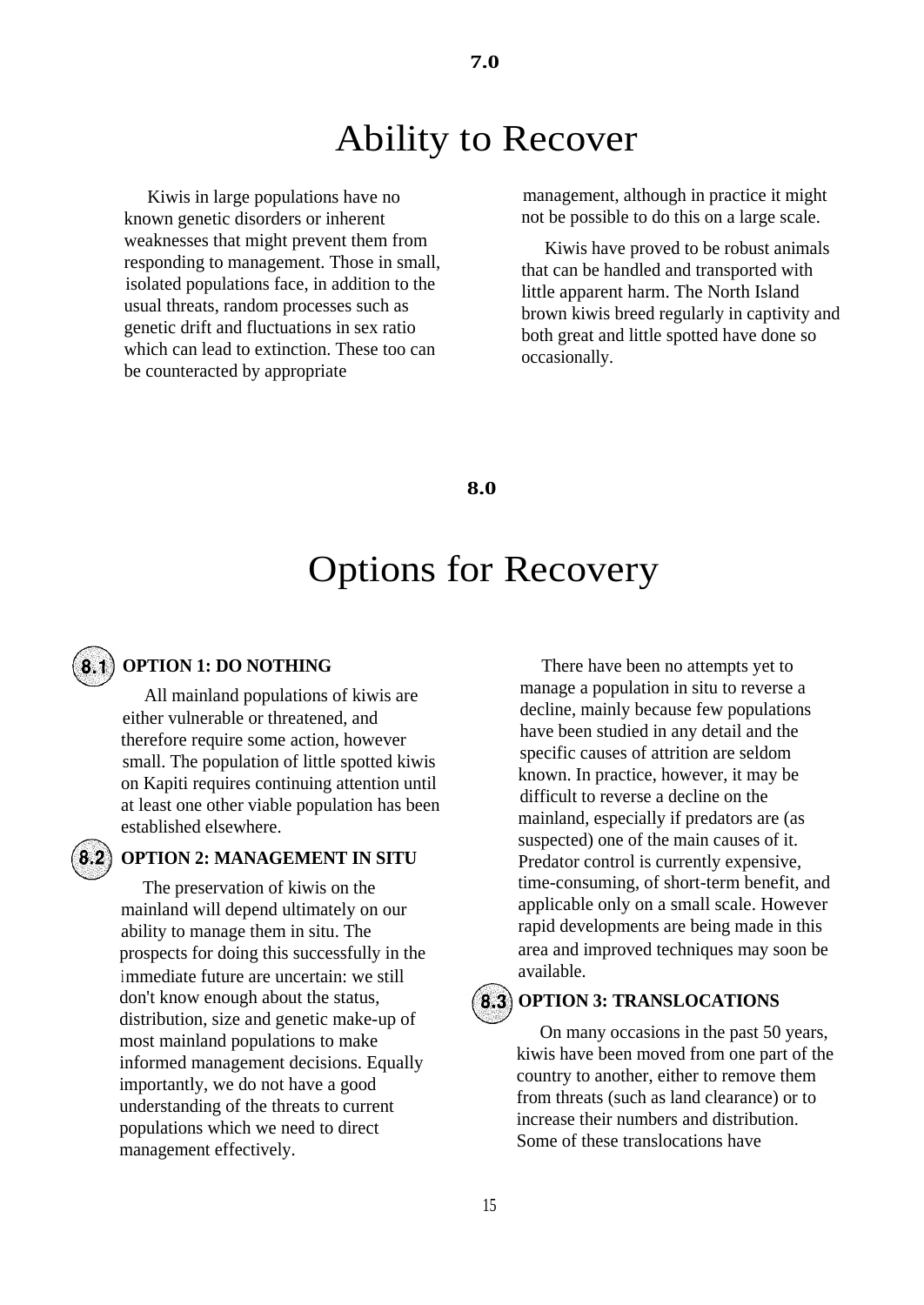# 7.0

# Ability to Recover

Kiwis in large populations have no known genetic disorders or inherent weaknesses that might prevent them from responding to management. Those in small, isolated populations face, in addition to the usual threats, random processes such as genetic drift and fluctuations in sex ratio which can lead to extinction. These too can be counteracted by appropriate management, although in practice it might not be possible to do this on a large scale.

Kiwis have proved to be robust animals that can be handled and transported with little apparent harm. The North Island brown kiwis breed regularly in captivity and both great and little spotted have done so occasionally.

# 8.0

# Options for Recovery

## 8.1 OPTION 1: DO NOTHING

All mainland populations of kiwis are either vulnerable or threatened, and therefore require some action, however small. The population of little spotted kiwis on Kapiti requires continuing attention until at least one other viable population has been established elsewhere.

## 8.2 OPTION 2: MANAGEMENT IN SITU

The preservation of kiwis on the mainland will depend ultimately on our ability to manage them in situ. The prospects for doing this successfully in the immediate future are uncertain: we still don't know enough about the status, distribution, size and genetic make-up of most mainland populations to make informed management decisions. Equally importantly, we do not have a good understanding of the threats to current populations which we need to direct management effectively.

There have been no attempts yet to manage a population in situ to reverse a decline, mainly because few populations have been studied in any detail and the specific causes of attrition are seldom known. In practice, however, it may be difficult to reverse a decline on the mainland, especially if predators are (as suspected) one of the main causes of it. Predator control is currently expensive, time-consuming, of short-term benefit, and applicable only on a small scale. However rapid developments are being made in this area and improved techniques may soon be available.

## 8.3 OPTION 3: TRANSLOCATIONS

On many occasions in the past 50 years, kiwis have been moved from one part of the country to another, either to remove them from threats (such as land clearance) or to increase their numbers and distribution. Some of these translocations have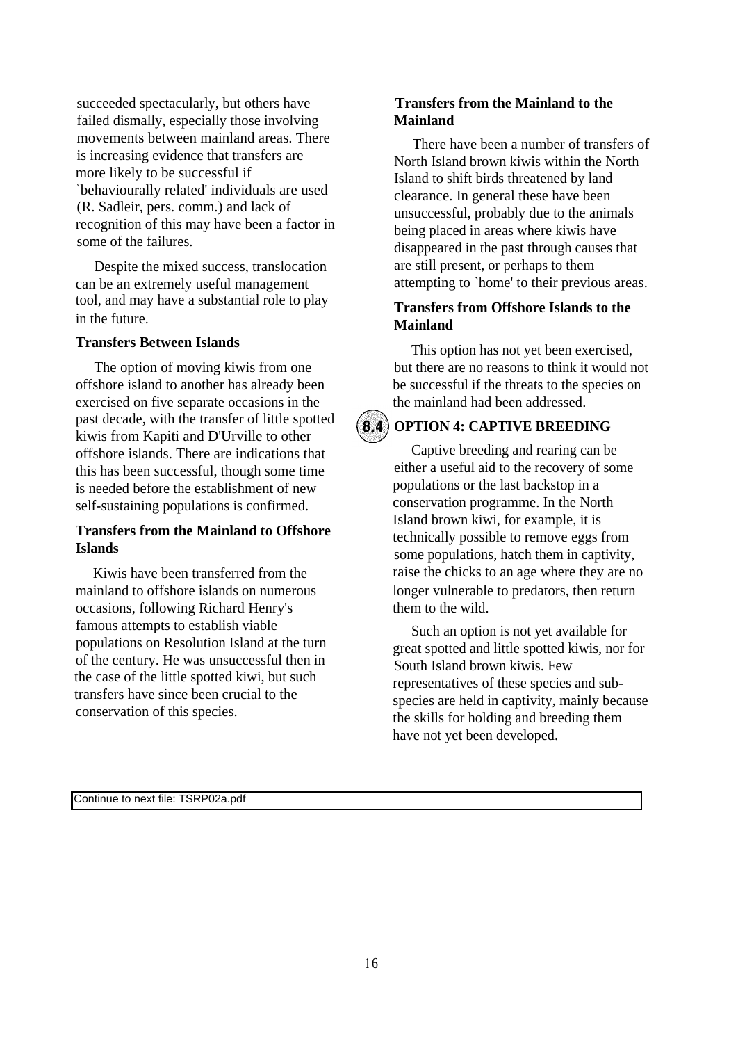succeeded spectacularly, but others have failed dismally, especially those involving movements between mainland areas. There is increasing evidence that transfers are more likely to be successful if `behaviourally related' individuals are used (R. Sadleir, pers. comm.) and lack of recognition of this may have been a factor in some of the failures.

Despite the mixed success, translocation can be an extremely useful management tool, and may have a substantial role to play in the future.

### Transfers Between Islands

The option of moving kiwis from one offshore island to another has already been exercised on five separate occasions in the past decade, with the transfer of little spotted kiwis from Kapiti and D'Urville to other offshore islands. There are indications that this has been successful, though some time is needed before the establishment of new self-sustaining populations is confirmed.

### Transfers from the Mainland to Offshore Islands

Kiwis have been transferred from the mainland to offshore islands on numerous occasions, following Richard Henry's famous attempts to establish viable populations on Resolution Island at the turn of the century. He was unsuccessful then in the case of the little spotted kiwi, but such transfers have since been crucial to the conservation of this species.

### Transfers from the Mainland to the Mainland

There have been a number of transfers of North Island brown kiwis within the North Island to shift birds threatened by land clearance. In general these have been unsuccessful, probably due to the animals being placed in areas where kiwis have disappeared in the past through causes that are still present, or perhaps to them attempting to `home' to their previous areas.

### Transfers from Offshore Islands to the Mainland

This option has not yet been exercised, but there are no reasons to think it would not be successful if the threats to the species on the mainland had been addressed.

## 8.4 OPTION 4: CAPTIVE BREEDING

Captive breeding and rearing can be either a useful aid to the recovery of some populations or the last backstop in a conservation programme. In the North Island brown kiwi, for example, it is technically possible to remove eggs from some populations, hatch them in captivity, raise the chicks to an age where they are no longer vulnerable to predators, then return them to the wild.

Such an option is not yet available for great spotted and little spotted kiwis, nor for South Island brown kiwis. Few representatives of these species and sub-species are held in captivity, mainly because the skills for holding and breeding them have not yet been developed.

Continue to next file: TSRP02a.pdf